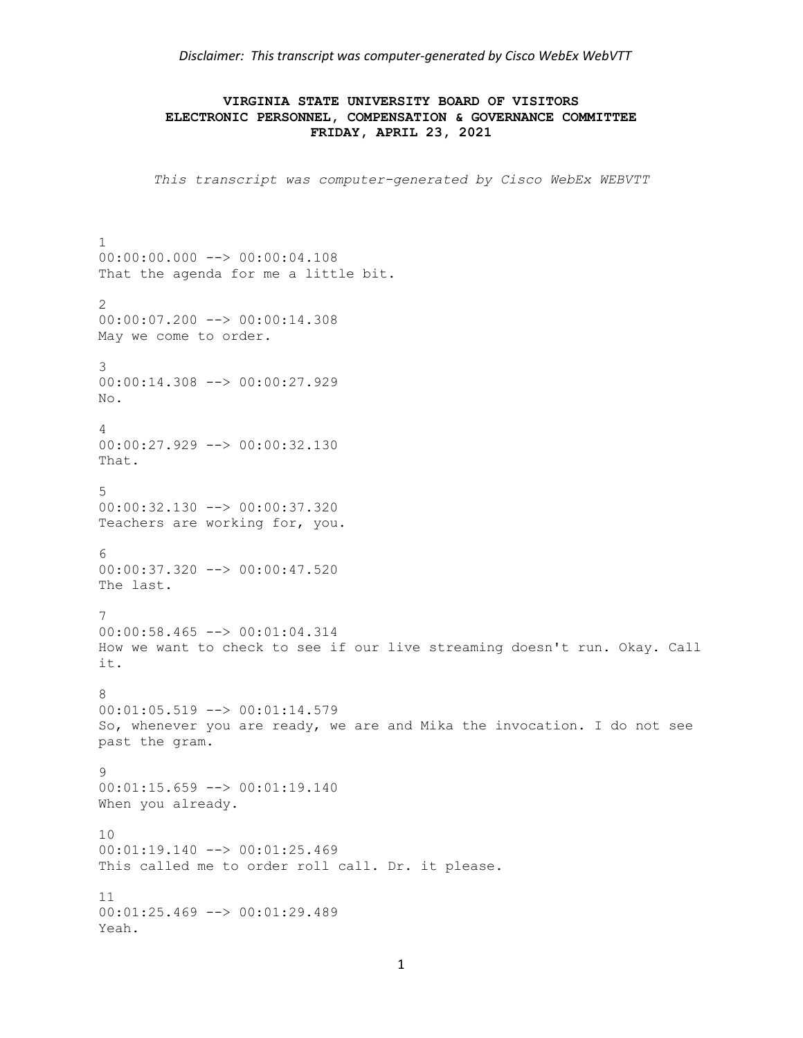*Disclaimer: This transcript was computer-generated by Cisco WebEx WebVTT*

# VIRGINIA STATE UNIVERSITY BOARD OF VISITORS
## ELECTRONIC PERSONNEL, COMPENSATION & GOVERNANCE COMMITTEE
### FRIDAY, APRIL 23, 2021

*This transcript was computer-generated by Cisco WebEx WEBVTT*

1
00:00:00.000 --> 00:00:04.108
That the agenda for me a little bit.

2
00:00:07.200 --> 00:00:14.308
May we come to order.

3
00:00:14.308 --> 00:00:27.929
No.

4
00:00:27.929 --> 00:00:32.130
That.

5
00:00:32.130 --> 00:00:37.320
Teachers are working for, you.

6
00:00:37.320 --> 00:00:47.520
The last.

7
00:00:58.465 --> 00:01:04.314
How we want to check to see if our live streaming doesn't run. Okay. Call it.

8
00:01:05.519 --> 00:01:14.579
So, whenever you are ready, we are and Mika the invocation. I do not see past the gram.

9
00:01:15.659 --> 00:01:19.140
When you already.

10
00:01:19.140 --> 00:01:25.469
This called me to order roll call. Dr. it please.

11
00:01:25.469 --> 00:01:29.489
Yeah.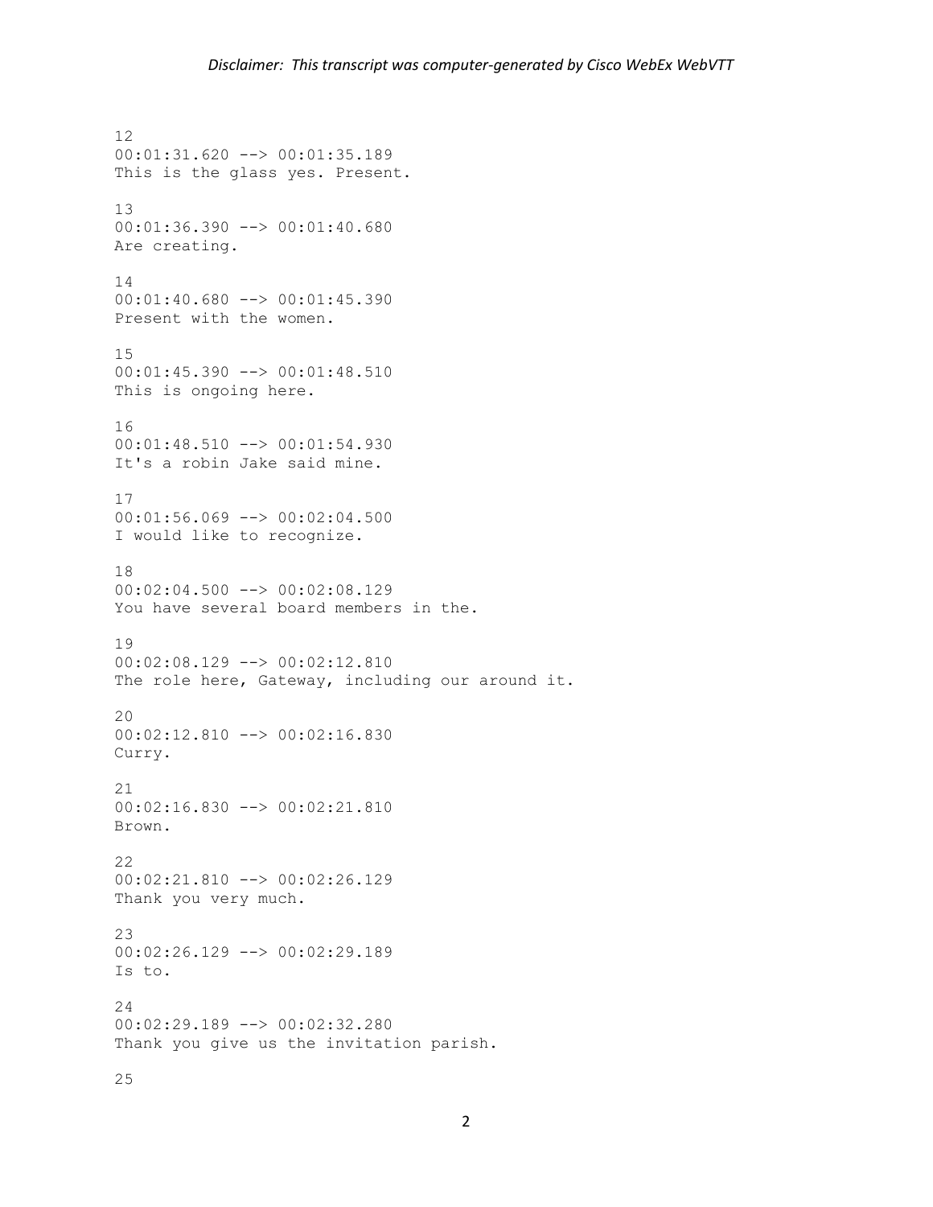12
00:01:31.620 --> 00:01:35.189
This is the glass yes. Present.

13
00:01:36.390 --> 00:01:40.680
Are creating.

14
00:01:40.680 --> 00:01:45.390
Present with the women.

15
00:01:45.390 --> 00:01:48.510
This is ongoing here.

16
00:01:48.510 --> 00:01:54.930
It's a robin Jake said mine.

17
00:01:56.069 --> 00:02:04.500
I would like to recognize.

18
00:02:04.500 --> 00:02:08.129
You have several board members in the.

19
00:02:08.129 --> 00:02:12.810
The role here, Gateway, including our around it.

20
00:02:12.810 --> 00:02:16.830
Curry.

21
00:02:16.830 --> 00:02:21.810
Brown.

22
00:02:21.810 --> 00:02:26.129
Thank you very much.

23
00:02:26.129 --> 00:02:29.189
Is to.

24
00:02:29.189 --> 00:02:32.280
Thank you give us the invitation parish.

25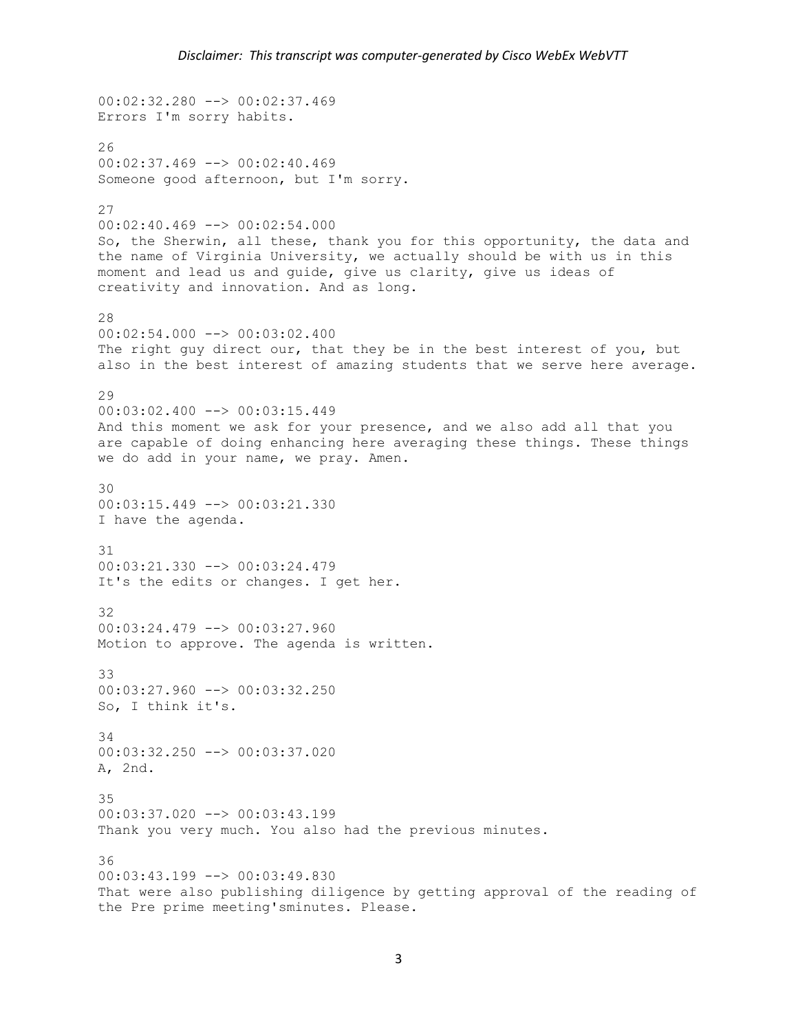00:02:32.280 --> 00:02:37.469
Errors I'm sorry habits.

26
00:02:37.469 --> 00:02:40.469
Someone good afternoon, but I'm sorry.

27
00:02:40.469 --> 00:02:54.000
So, the Sherwin, all these, thank you for this opportunity, the data and the name of Virginia University, we actually should be with us in this moment and lead us and guide, give us clarity, give us ideas of creativity and innovation. And as long.

28
00:02:54.000 --> 00:03:02.400
The right guy direct our, that they be in the best interest of you, but also in the best interest of amazing students that we serve here average.

29
00:03:02.400 --> 00:03:15.449
And this moment we ask for your presence, and we also add all that you are capable of doing enhancing here averaging these things. These things we do add in your name, we pray. Amen.

30
00:03:15.449 --> 00:03:21.330
I have the agenda.

31
00:03:21.330 --> 00:03:24.479
It's the edits or changes. I get her.

32
00:03:24.479 --> 00:03:27.960
Motion to approve. The agenda is written.

33
00:03:27.960 --> 00:03:32.250
So, I think it's.

34
00:03:32.250 --> 00:03:37.020
A, 2nd.

35
00:03:37.020 --> 00:03:43.199
Thank you very much. You also had the previous minutes.

36
00:03:43.199 --> 00:03:49.830
That were also publishing diligence by getting approval of the reading of the Pre prime meeting'sminutes. Please.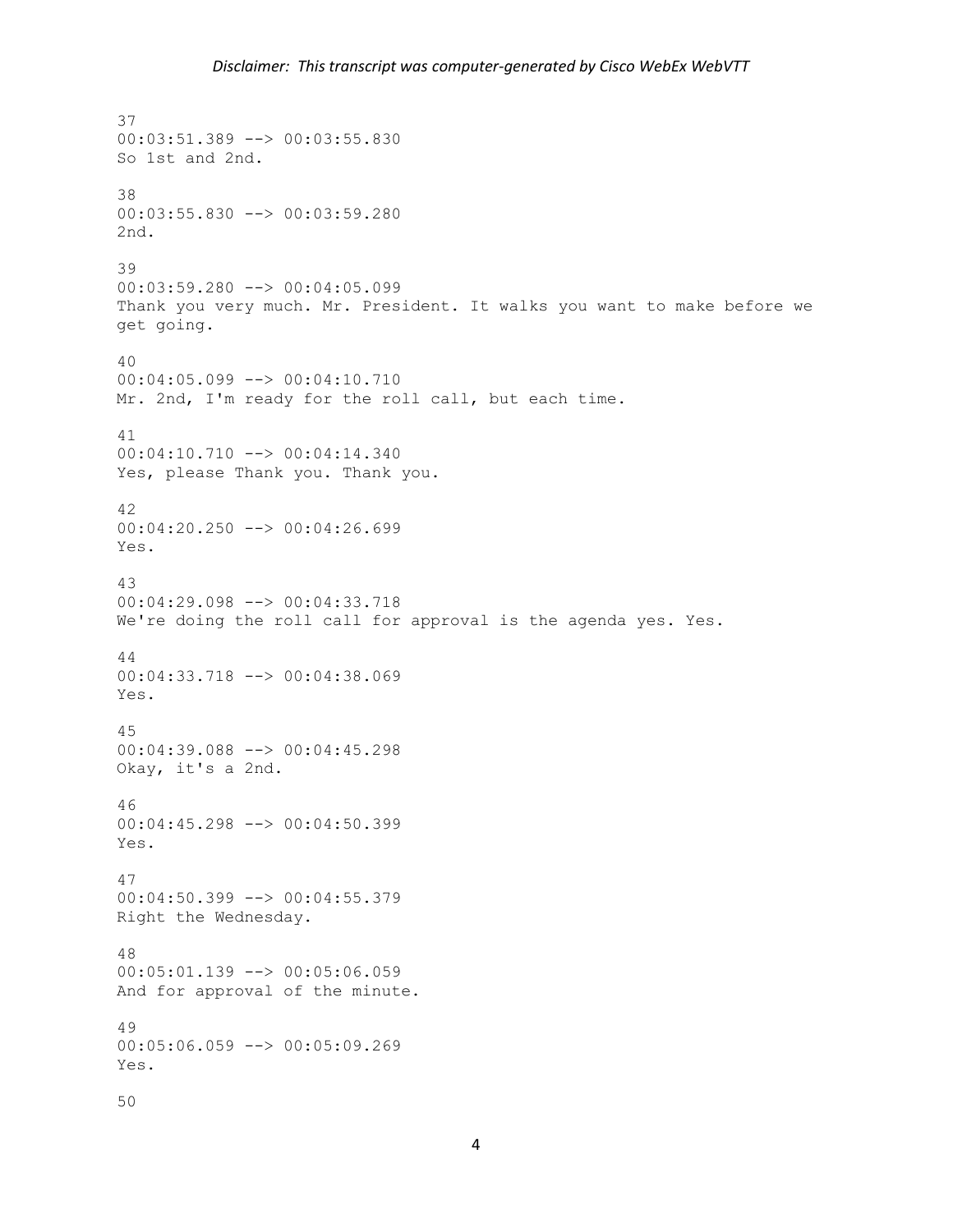37
00:03:51.389 --> 00:03:55.830
So 1st and 2nd.

38
00:03:55.830 --> 00:03:59.280
2nd.

39
00:03:59.280 --> 00:04:05.099
Thank you very much. Mr. President. It walks you want to make before we get going.

40
00:04:05.099 --> 00:04:10.710
Mr. 2nd, I'm ready for the roll call, but each time.

41
00:04:10.710 --> 00:04:14.340
Yes, please Thank you. Thank you.

42
00:04:20.250 --> 00:04:26.699
Yes.

43
00:04:29.098 --> 00:04:33.718
We're doing the roll call for approval is the agenda yes. Yes.

44
00:04:33.718 --> 00:04:38.069
Yes.

45
00:04:39.088 --> 00:04:45.298
Okay, it's a 2nd.

46
00:04:45.298 --> 00:04:50.399
Yes.

47
00:04:50.399 --> 00:04:55.379
Right the Wednesday.

48
00:05:01.139 --> 00:05:06.059
And for approval of the minute.

49
00:05:06.059 --> 00:05:09.269
Yes.

50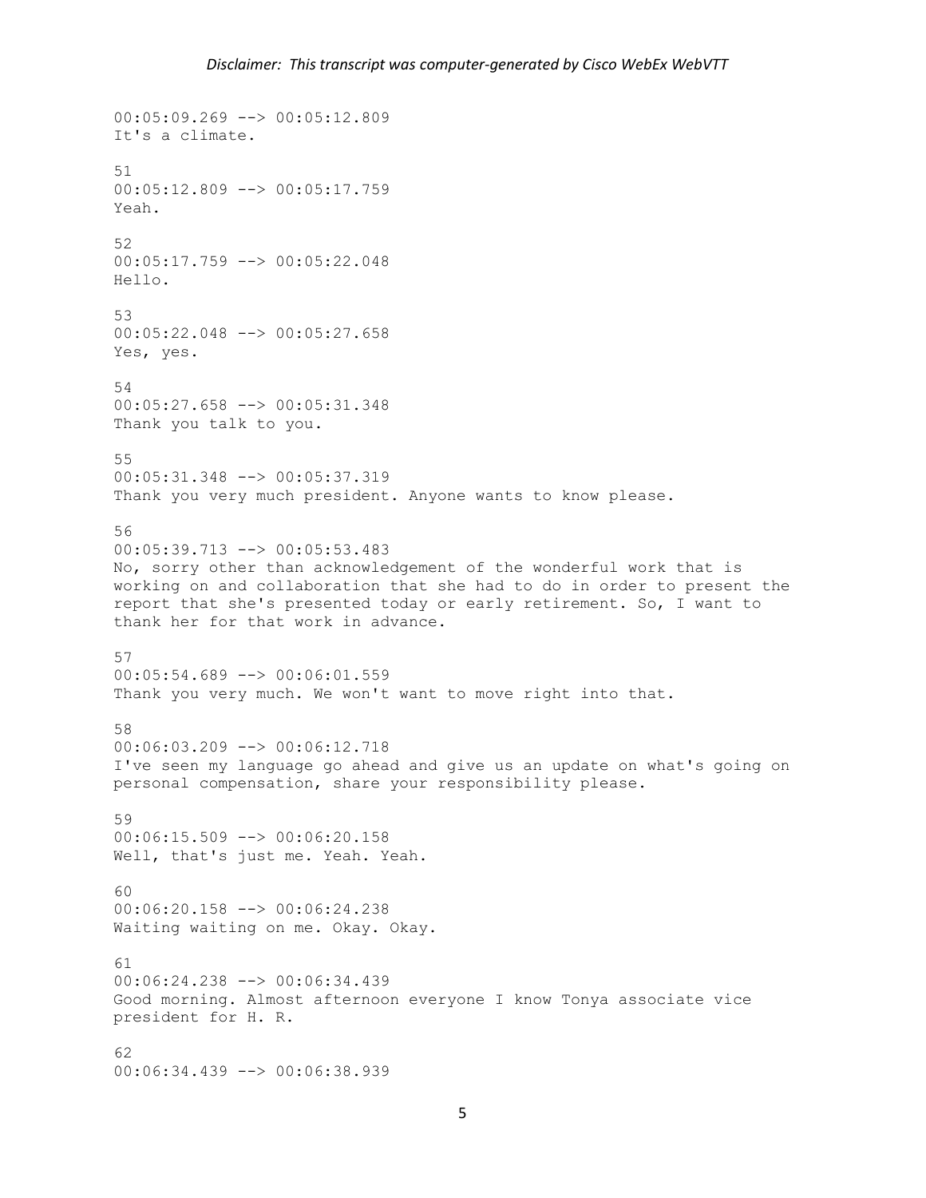00:05:09.269 --> 00:05:12.809
It's a climate.

51
00:05:12.809 --> 00:05:17.759
Yeah.

52
00:05:17.759 --> 00:05:22.048
Hello.

53
00:05:22.048 --> 00:05:27.658
Yes, yes.

54
00:05:27.658 --> 00:05:31.348
Thank you talk to you.

55
00:05:31.348 --> 00:05:37.319
Thank you very much president. Anyone wants to know please.

56
00:05:39.713 --> 00:05:53.483
No, sorry other than acknowledgement of the wonderful work that is working on and collaboration that she had to do in order to present the report that she's presented today or early retirement. So, I want to thank her for that work in advance.

57
00:05:54.689 --> 00:06:01.559
Thank you very much. We won't want to move right into that.

58
00:06:03.209 --> 00:06:12.718
I've seen my language go ahead and give us an update on what's going on personal compensation, share your responsibility please.

59
00:06:15.509 --> 00:06:20.158
Well, that's just me. Yeah. Yeah.

60
00:06:20.158 --> 00:06:24.238
Waiting waiting on me. Okay. Okay.

61
00:06:24.238 --> 00:06:34.439
Good morning. Almost afternoon everyone I know Tonya associate vice president for H. R.

62
00:06:34.439 --> 00:06:38.939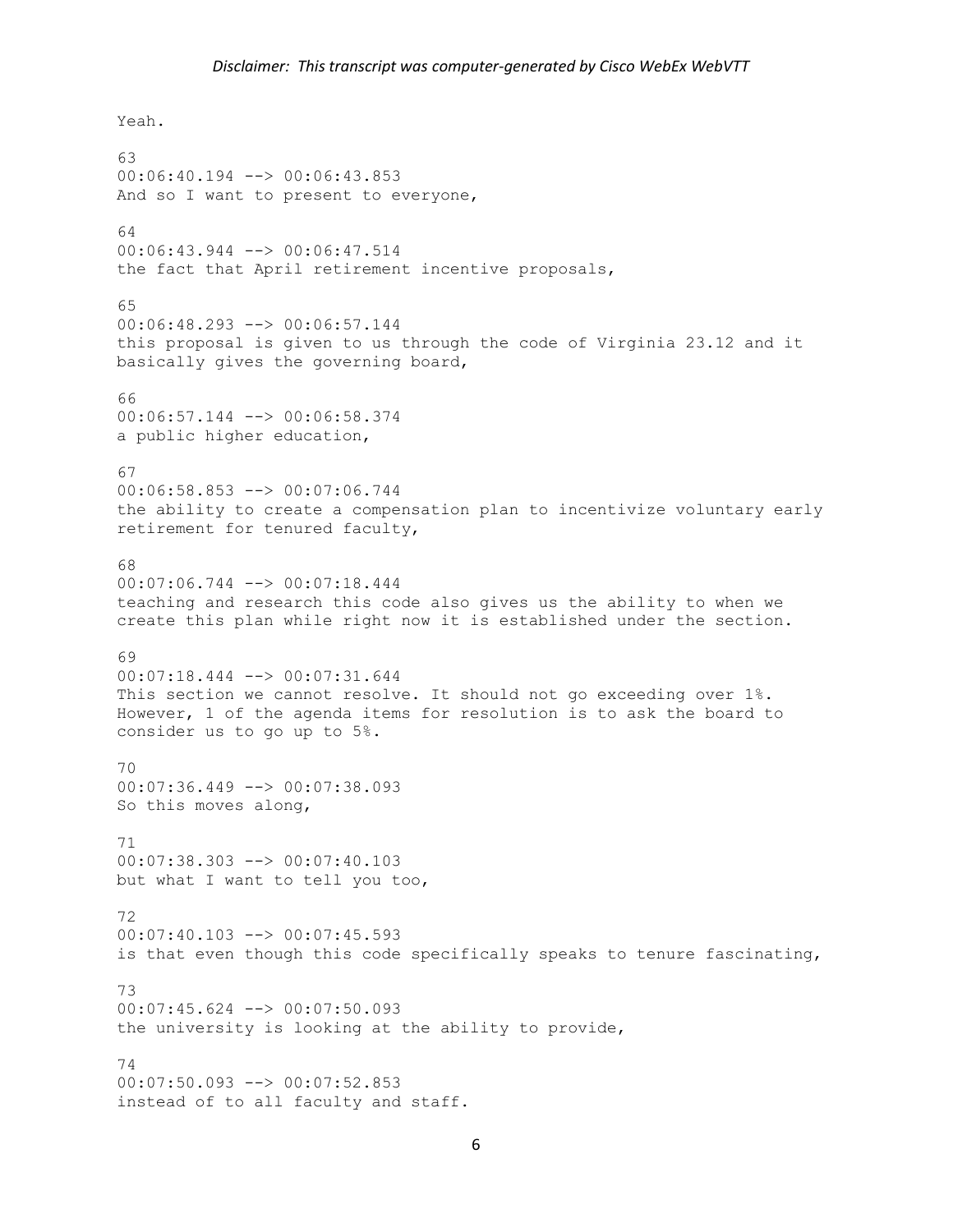Yeah.

63
00:06:40.194 --> 00:06:43.853
And so I want to present to everyone,

64
00:06:43.944 --> 00:06:47.514
the fact that April retirement incentive proposals,

65
00:06:48.293 --> 00:06:57.144
this proposal is given to us through the code of Virginia 23.12 and it basically gives the governing board,

66
00:06:57.144 --> 00:06:58.374
a public higher education,

67
00:06:58.853 --> 00:07:06.744
the ability to create a compensation plan to incentivize voluntary early retirement for tenured faculty,

68
00:07:06.744 --> 00:07:18.444
teaching and research this code also gives us the ability to when we create this plan while right now it is established under the section.

69
00:07:18.444 --> 00:07:31.644
This section we cannot resolve. It should not go exceeding over 1%. However, 1 of the agenda items for resolution is to ask the board to consider us to go up to 5%.

70
00:07:36.449 --> 00:07:38.093
So this moves along,

71
00:07:38.303 --> 00:07:40.103
but what I want to tell you too,

72
00:07:40.103 --> 00:07:45.593
is that even though this code specifically speaks to tenure fascinating,

73
00:07:45.624 --> 00:07:50.093
the university is looking at the ability to provide,

74
00:07:50.093 --> 00:07:52.853
instead of to all faculty and staff.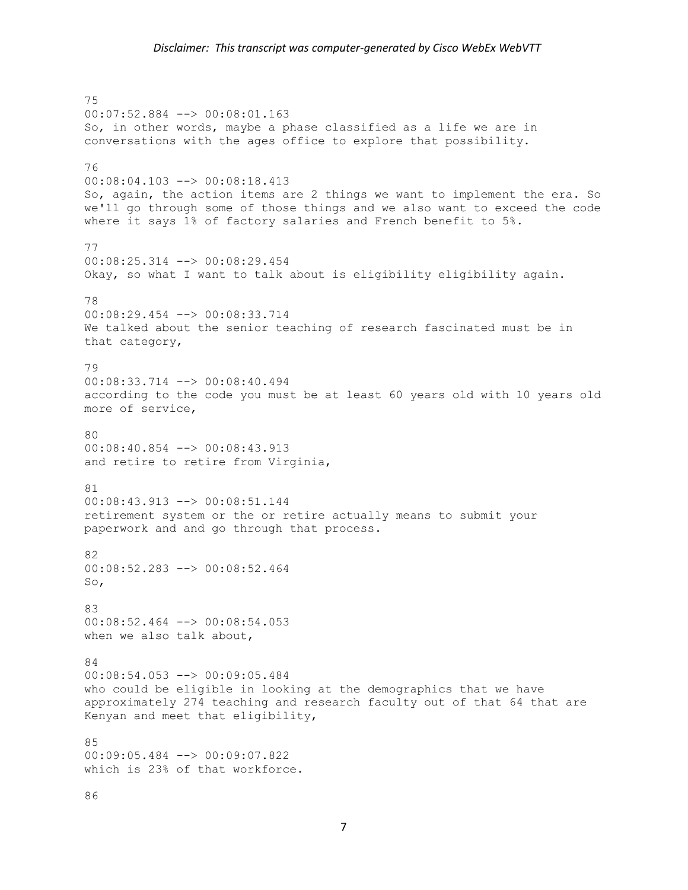75
00:07:52.884 --> 00:08:01.163
So, in other words, maybe a phase classified as a life we are in conversations with the ages office to explore that possibility.

76
00:08:04.103 --> 00:08:18.413
So, again, the action items are 2 things we want to implement the era. So we'll go through some of those things and we also want to exceed the code where it says 1% of factory salaries and French benefit to 5%.

77
00:08:25.314 --> 00:08:29.454
Okay, so what I want to talk about is eligibility eligibility again.

78
00:08:29.454 --> 00:08:33.714
We talked about the senior teaching of research fascinated must be in that category,

79
00:08:33.714 --> 00:08:40.494
according to the code you must be at least 60 years old with 10 years old more of service,

80
00:08:40.854 --> 00:08:43.913
and retire to retire from Virginia,

81
00:08:43.913 --> 00:08:51.144
retirement system or the or retire actually means to submit your paperwork and and go through that process.

82
00:08:52.283 --> 00:08:52.464
So,

83
00:08:52.464 --> 00:08:54.053
when we also talk about,

84
00:08:54.053 --> 00:09:05.484
who could be eligible in looking at the demographics that we have approximately 274 teaching and research faculty out of that 64 that are Kenyan and meet that eligibility,

85
00:09:05.484 --> 00:09:07.822
which is 23% of that workforce.

86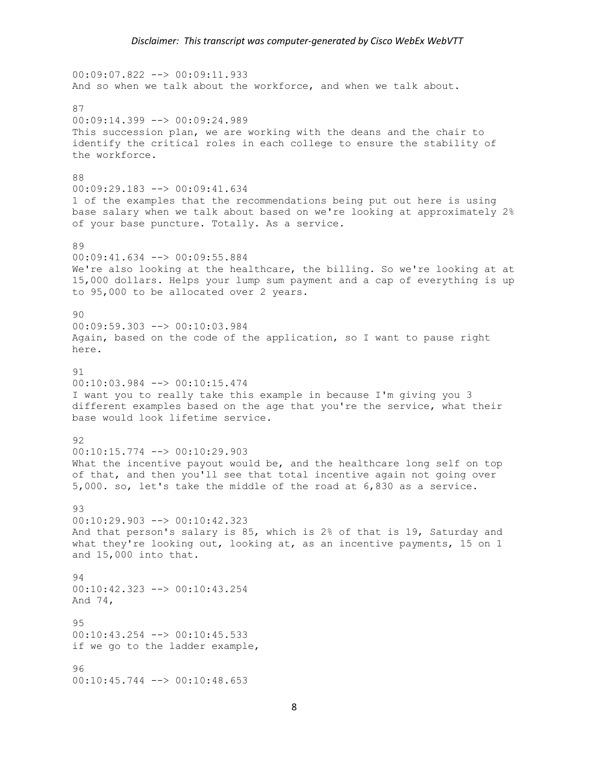00:09:07.822 --> 00:09:11.933
And so when we talk about the workforce, and when we talk about.

87
00:09:14.399 --> 00:09:24.989
This succession plan, we are working with the deans and the chair to identify the critical roles in each college to ensure the stability of the workforce.

88
00:09:29.183 --> 00:09:41.634
1 of the examples that the recommendations being put out here is using base salary when we talk about based on we're looking at approximately 2% of your base puncture. Totally. As a service.

89
00:09:41.634 --> 00:09:55.884
We're also looking at the healthcare, the billing. So we're looking at at 15,000 dollars. Helps your lump sum payment and a cap of everything is up to 95,000 to be allocated over 2 years.

90
00:09:59.303 --> 00:10:03.984
Again, based on the code of the application, so I want to pause right here.

91
00:10:03.984 --> 00:10:15.474
I want you to really take this example in because I'm giving you 3 different examples based on the age that you're the service, what their base would look lifetime service.

92
00:10:15.774 --> 00:10:29.903
What the incentive payout would be, and the healthcare long self on top of that, and then you'll see that total incentive again not going over 5,000. so, let's take the middle of the road at 6,830 as a service.

93
00:10:29.903 --> 00:10:42.323
And that person's salary is 85, which is 2% of that is 19, Saturday and what they're looking out, looking at, as an incentive payments, 15 on 1 and 15,000 into that.

94
00:10:42.323 --> 00:10:43.254
And 74,

95
00:10:43.254 --> 00:10:45.533
if we go to the ladder example,

96
00:10:45.744 --> 00:10:48.653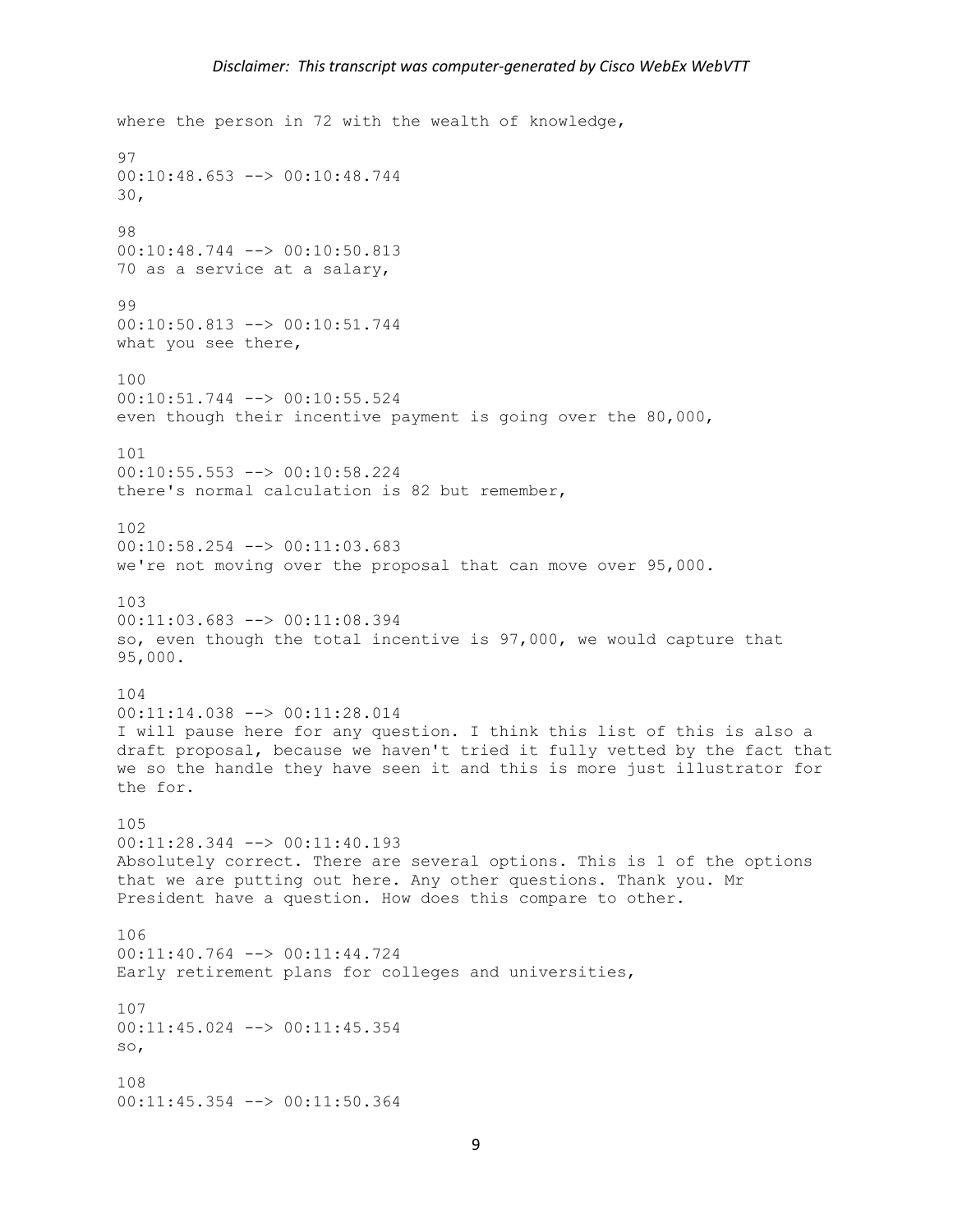where the person in 72 with the wealth of knowledge,

97
00:10:48.653 --> 00:10:48.744
30,

98
00:10:48.744 --> 00:10:50.813
70 as a service at a salary,

99
00:10:50.813 --> 00:10:51.744
what you see there,

100
00:10:51.744 --> 00:10:55.524
even though their incentive payment is going over the 80,000,

101
00:10:55.553 --> 00:10:58.224
there's normal calculation is 82 but remember,

102
00:10:58.254 --> 00:11:03.683
we're not moving over the proposal that can move over 95,000.

103
00:11:03.683 --> 00:11:08.394
so, even though the total incentive is 97,000, we would capture that 95,000.

104
00:11:14.038 --> 00:11:28.014
I will pause here for any question. I think this list of this is also a draft proposal, because we haven't tried it fully vetted by the fact that we so the handle they have seen it and this is more just illustrator for the for.

105
00:11:28.344 --> 00:11:40.193
Absolutely correct. There are several options. This is 1 of the options that we are putting out here. Any other questions. Thank you. Mr President have a question. How does this compare to other.

106
00:11:40.764 --> 00:11:44.724
Early retirement plans for colleges and universities,

107
00:11:45.024 --> 00:11:45.354
so,

108
00:11:45.354 --> 00:11:50.364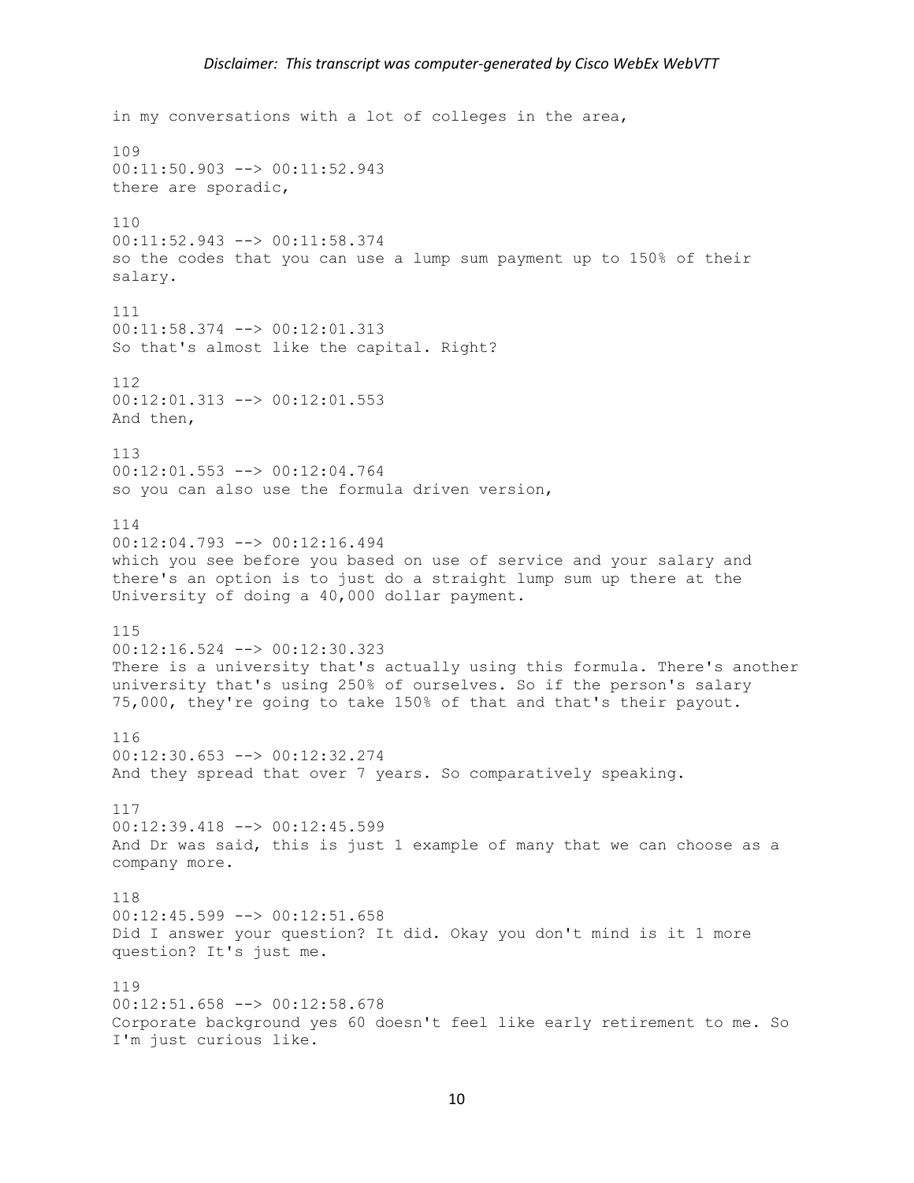in my conversations with a lot of colleges in the area,

109
00:11:50.903 --> 00:11:52.943
there are sporadic,

110
00:11:52.943 --> 00:11:58.374
so the codes that you can use a lump sum payment up to 150% of their salary.

111
00:11:58.374 --> 00:12:01.313
So that's almost like the capital. Right?

112
00:12:01.313 --> 00:12:01.553
And then,

113
00:12:01.553 --> 00:12:04.764
so you can also use the formula driven version,

114
00:12:04.793 --> 00:12:16.494
which you see before you based on use of service and your salary and there's an option is to just do a straight lump sum up there at the University of doing a 40,000 dollar payment.

115
00:12:16.524 --> 00:12:30.323
There is a university that's actually using this formula. There's another university that's using 250% of ourselves. So if the person's salary 75,000, they're going to take 150% of that and that's their payout.

116
00:12:30.653 --> 00:12:32.274
And they spread that over 7 years. So comparatively speaking.

117
00:12:39.418 --> 00:12:45.599
And Dr was said, this is just 1 example of many that we can choose as a company more.

118
00:12:45.599 --> 00:12:51.658
Did I answer your question? It did. Okay you don't mind is it 1 more question? It's just me.

119
00:12:51.658 --> 00:12:58.678
Corporate background yes 60 doesn't feel like early retirement to me. So I'm just curious like.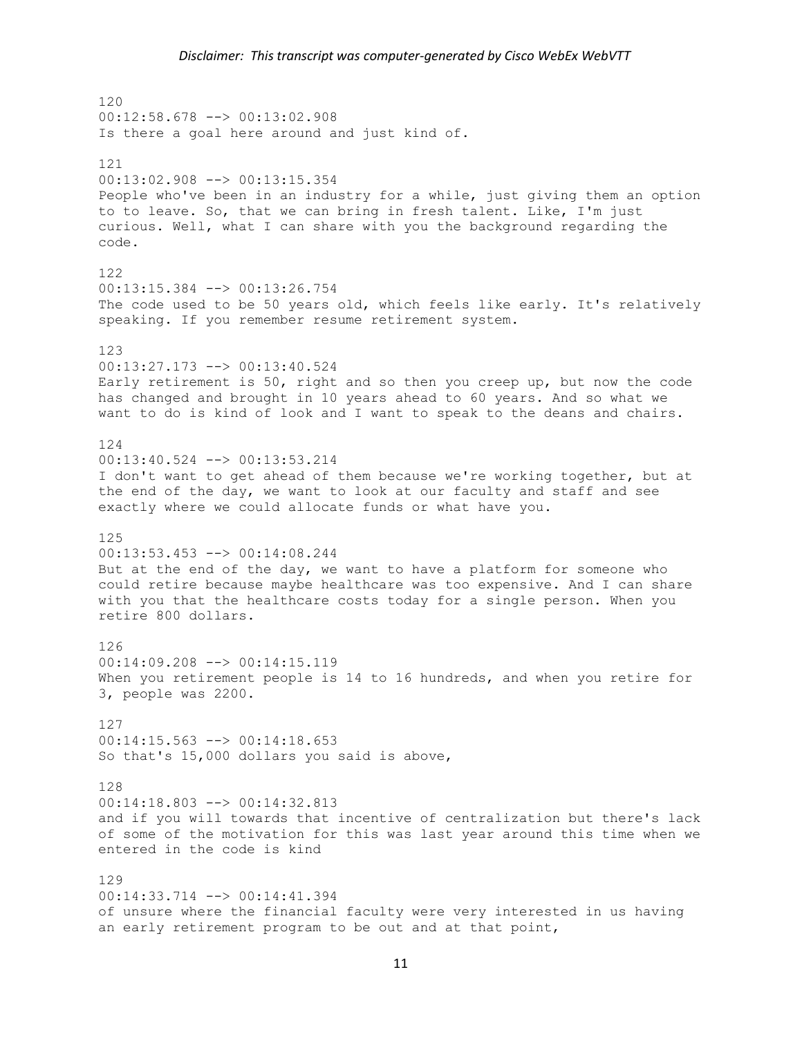120
00:12:58.678 --> 00:13:02.908
Is there a goal here around and just kind of.

121
00:13:02.908 --> 00:13:15.354
People who've been in an industry for a while, just giving them an option to to leave. So, that we can bring in fresh talent. Like, I'm just curious. Well, what I can share with you the background regarding the code.

122
00:13:15.384 --> 00:13:26.754
The code used to be 50 years old, which feels like early. It's relatively speaking. If you remember resume retirement system.

123
00:13:27.173 --> 00:13:40.524
Early retirement is 50, right and so then you creep up, but now the code has changed and brought in 10 years ahead to 60 years. And so what we want to do is kind of look and I want to speak to the deans and chairs.

124
00:13:40.524 --> 00:13:53.214
I don't want to get ahead of them because we're working together, but at the end of the day, we want to look at our faculty and staff and see exactly where we could allocate funds or what have you.

125
00:13:53.453 --> 00:14:08.244
But at the end of the day, we want to have a platform for someone who could retire because maybe healthcare was too expensive. And I can share with you that the healthcare costs today for a single person. When you retire 800 dollars.

126
00:14:09.208 --> 00:14:15.119
When you retirement people is 14 to 16 hundreds, and when you retire for 3, people was 2200.

127
00:14:15.563 --> 00:14:18.653
So that's 15,000 dollars you said is above,

128
00:14:18.803 --> 00:14:32.813
and if you will towards that incentive of centralization but there's lack of some of the motivation for this was last year around this time when we entered in the code is kind

129
00:14:33.714 --> 00:14:41.394
of unsure where the financial faculty were very interested in us having an early retirement program to be out and at that point,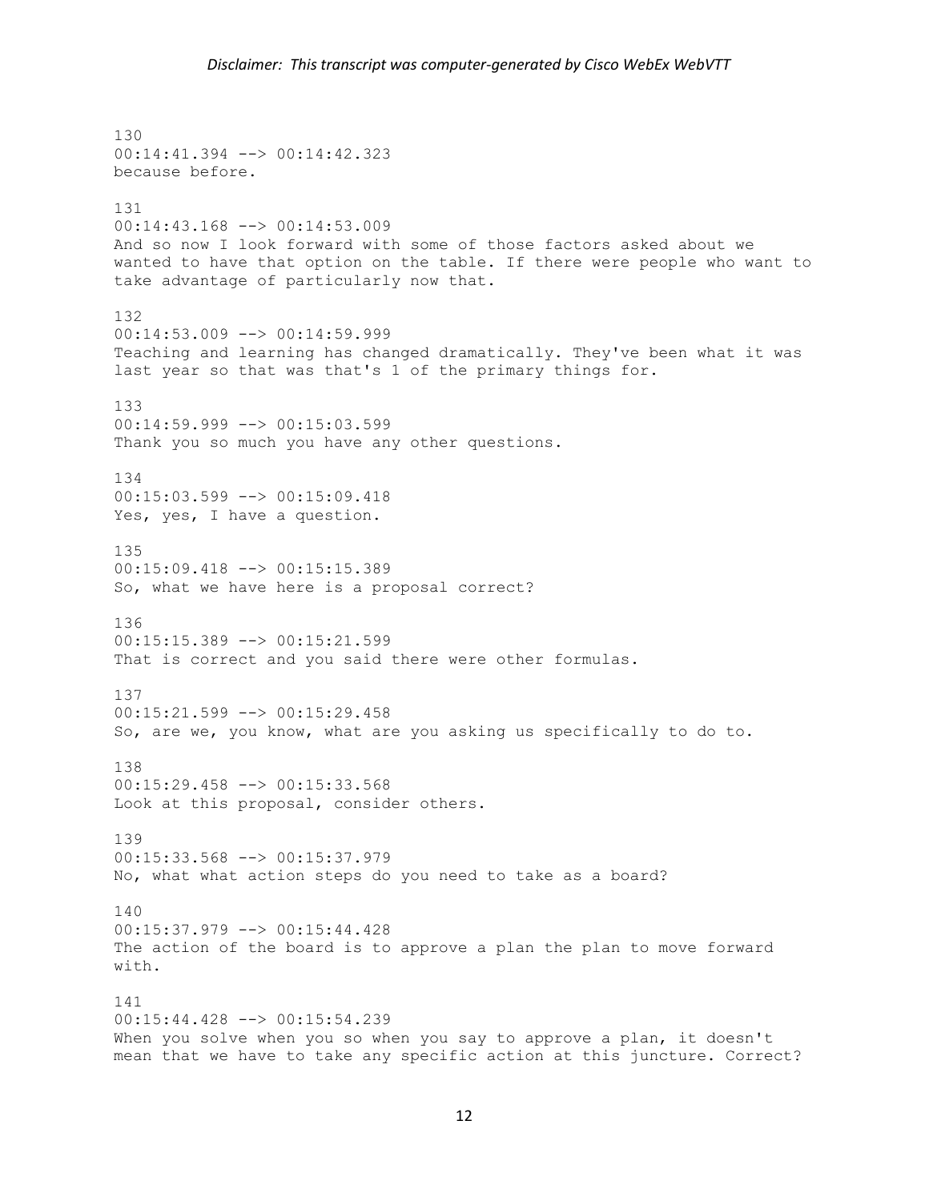130
00:14:41.394 --> 00:14:42.323
because before.

131
00:14:43.168 --> 00:14:53.009
And so now I look forward with some of those factors asked about we wanted to have that option on the table. If there were people who want to take advantage of particularly now that.

132
00:14:53.009 --> 00:14:59.999
Teaching and learning has changed dramatically. They've been what it was last year so that was that's 1 of the primary things for.

133
00:14:59.999 --> 00:15:03.599
Thank you so much you have any other questions.

134
00:15:03.599 --> 00:15:09.418
Yes, yes, I have a question.

135
00:15:09.418 --> 00:15:15.389
So, what we have here is a proposal correct?

136
00:15:15.389 --> 00:15:21.599
That is correct and you said there were other formulas.

137
00:15:21.599 --> 00:15:29.458
So, are we, you know, what are you asking us specifically to do to.

138
00:15:29.458 --> 00:15:33.568
Look at this proposal, consider others.

139
00:15:33.568 --> 00:15:37.979
No, what what action steps do you need to take as a board?

140
00:15:37.979 --> 00:15:44.428
The action of the board is to approve a plan the plan to move forward with.

141
00:15:44.428 --> 00:15:54.239
When you solve when you so when you say to approve a plan, it doesn't mean that we have to take any specific action at this juncture. Correct?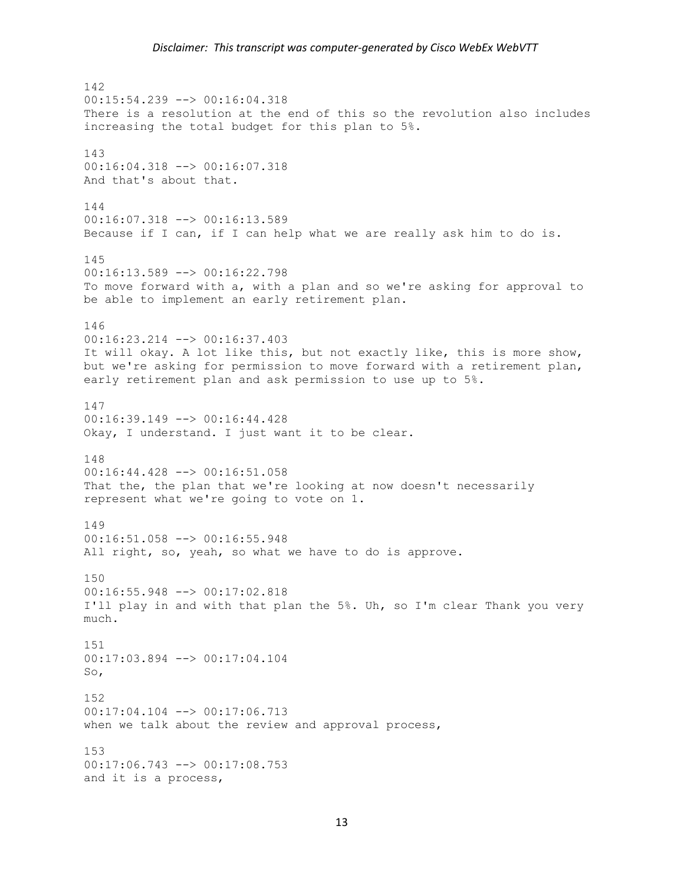142
00:15:54.239 --> 00:16:04.318
There is a resolution at the end of this so the revolution also includes increasing the total budget for this plan to 5%.

143
00:16:04.318 --> 00:16:07.318
And that's about that.

144
00:16:07.318 --> 00:16:13.589
Because if I can, if I can help what we are really ask him to do is.

145
00:16:13.589 --> 00:16:22.798
To move forward with a, with a plan and so we're asking for approval to be able to implement an early retirement plan.

146
00:16:23.214 --> 00:16:37.403
It will okay. A lot like this, but not exactly like, this is more show, but we're asking for permission to move forward with a retirement plan, early retirement plan and ask permission to use up to 5%.

147
00:16:39.149 --> 00:16:44.428
Okay, I understand. I just want it to be clear.

148
00:16:44.428 --> 00:16:51.058
That the, the plan that we're looking at now doesn't necessarily represent what we're going to vote on 1.

149
00:16:51.058 --> 00:16:55.948
All right, so, yeah, so what we have to do is approve.

150
00:16:55.948 --> 00:17:02.818
I'll play in and with that plan the 5%. Uh, so I'm clear Thank you very much.

151
00:17:03.894 --> 00:17:04.104
So,

152
00:17:04.104 --> 00:17:06.713
when we talk about the review and approval process,

153
00:17:06.743 --> 00:17:08.753
and it is a process,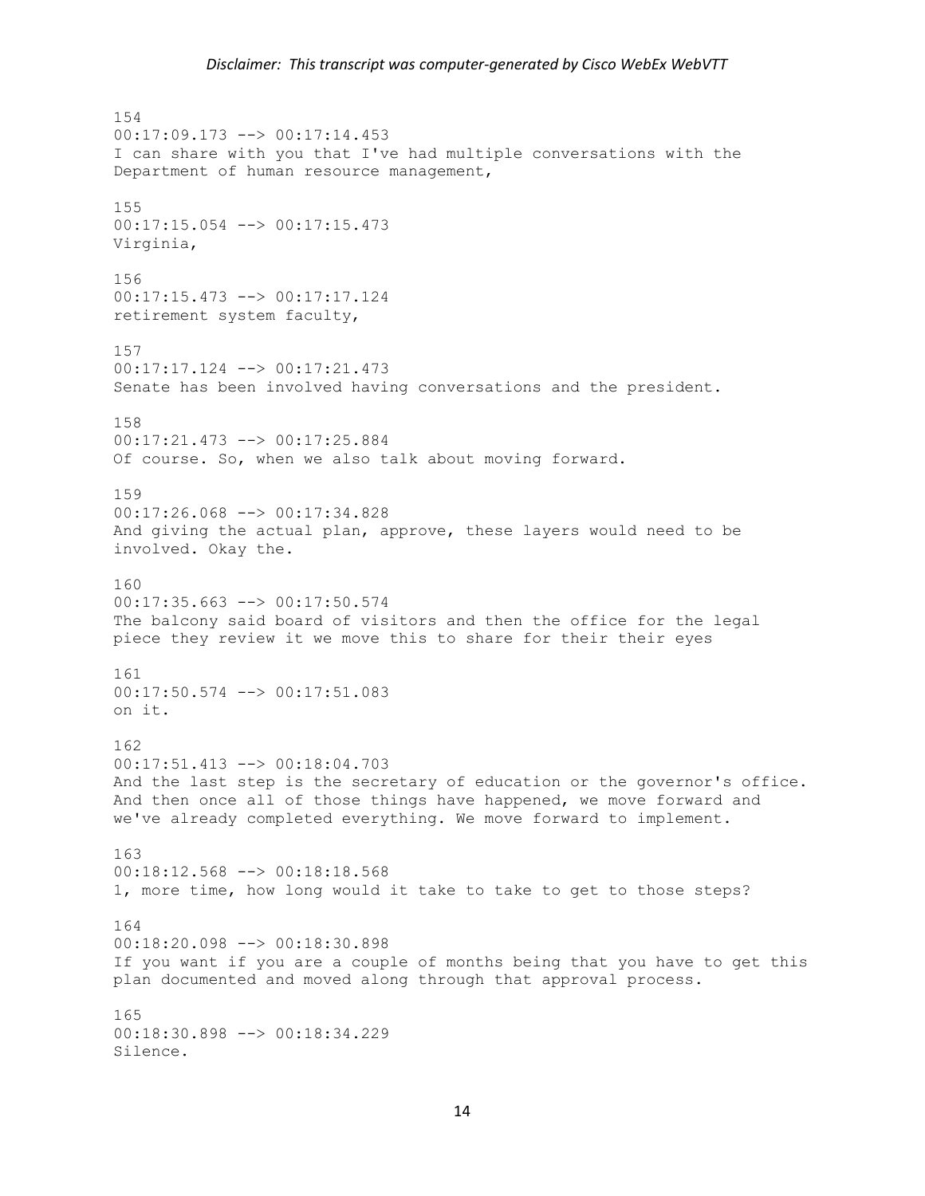154
00:17:09.173 --> 00:17:14.453
I can share with you that I've had multiple conversations with the Department of human resource management,

155
00:17:15.054 --> 00:17:15.473
Virginia,

156
00:17:15.473 --> 00:17:17.124
retirement system faculty,

157
00:17:17.124 --> 00:17:21.473
Senate has been involved having conversations and the president.

158
00:17:21.473 --> 00:17:25.884
Of course. So, when we also talk about moving forward.

159
00:17:26.068 --> 00:17:34.828
And giving the actual plan, approve, these layers would need to be involved. Okay the.

160
00:17:35.663 --> 00:17:50.574
The balcony said board of visitors and then the office for the legal piece they review it we move this to share for their their eyes

161
00:17:50.574 --> 00:17:51.083
on it.

162
00:17:51.413 --> 00:18:04.703
And the last step is the secretary of education or the governor's office. And then once all of those things have happened, we move forward and we've already completed everything. We move forward to implement.

163
00:18:12.568 --> 00:18:18.568
1, more time, how long would it take to take to get to those steps?

164
00:18:20.098 --> 00:18:30.898
If you want if you are a couple of months being that you have to get this plan documented and moved along through that approval process.

165
00:18:30.898 --> 00:18:34.229
Silence.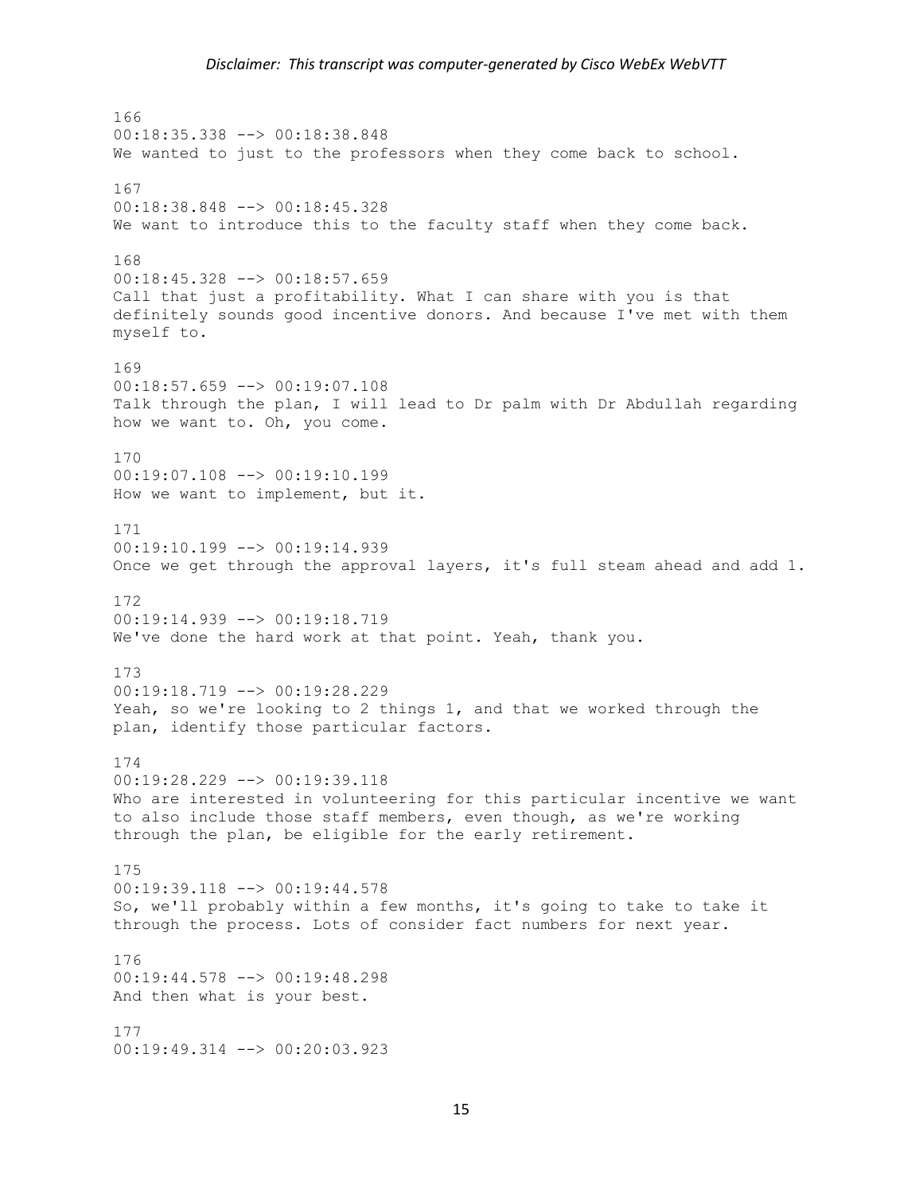166
00:18:35.338 --> 00:18:38.848
We wanted to just to the professors when they come back to school.

167
00:18:38.848 --> 00:18:45.328
We want to introduce this to the faculty staff when they come back.

168
00:18:45.328 --> 00:18:57.659
Call that just a profitability. What I can share with you is that definitely sounds good incentive donors. And because I've met with them myself to.

169
00:18:57.659 --> 00:19:07.108
Talk through the plan, I will lead to Dr palm with Dr Abdullah regarding how we want to. Oh, you come.

170
00:19:07.108 --> 00:19:10.199
How we want to implement, but it.

171
00:19:10.199 --> 00:19:14.939
Once we get through the approval layers, it's full steam ahead and add 1.

172
00:19:14.939 --> 00:19:18.719
We've done the hard work at that point. Yeah, thank you.

173
00:19:18.719 --> 00:19:28.229
Yeah, so we're looking to 2 things 1, and that we worked through the plan, identify those particular factors.

174
00:19:28.229 --> 00:19:39.118
Who are interested in volunteering for this particular incentive we want to also include those staff members, even though, as we're working through the plan, be eligible for the early retirement.

175
00:19:39.118 --> 00:19:44.578
So, we'll probably within a few months, it's going to take to take it through the process. Lots of consider fact numbers for next year.

176
00:19:44.578 --> 00:19:48.298
And then what is your best.

177
00:19:49.314 --> 00:20:03.923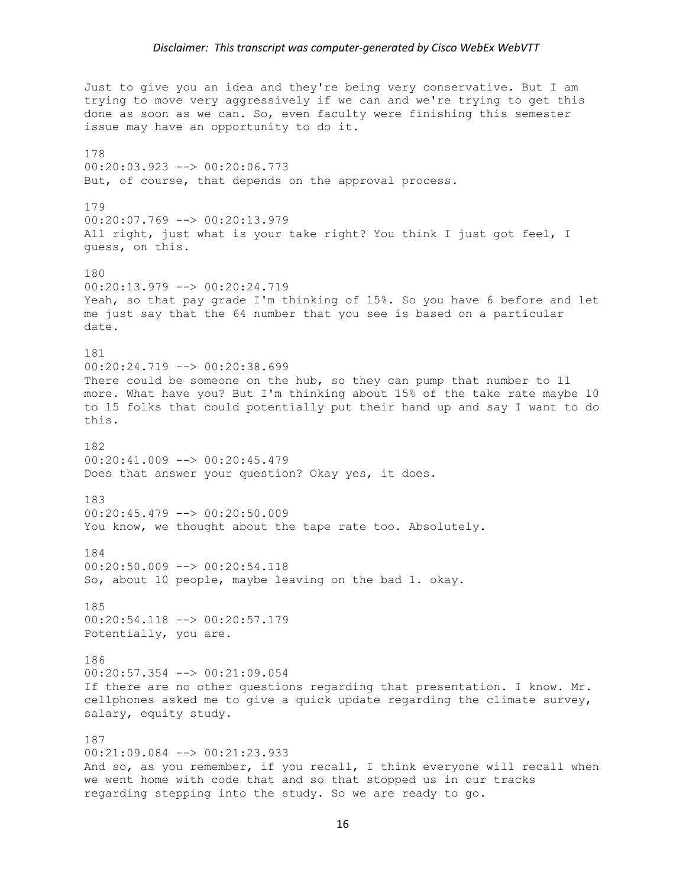Just to give you an idea and they're being very conservative. But I am trying to move very aggressively if we can and we're trying to get this done as soon as we can. So, even faculty were finishing this semester issue may have an opportunity to do it.

178
00:20:03.923 --> 00:20:06.773
But, of course, that depends on the approval process.

179
00:20:07.769 --> 00:20:13.979
All right, just what is your take right? You think I just got feel, I guess, on this.

180
00:20:13.979 --> 00:20:24.719
Yeah, so that pay grade I'm thinking of 15%. So you have 6 before and let me just say that the 64 number that you see is based on a particular date.

181
00:20:24.719 --> 00:20:38.699
There could be someone on the hub, so they can pump that number to 11 more. What have you? But I'm thinking about 15% of the take rate maybe 10 to 15 folks that could potentially put their hand up and say I want to do this.

182
00:20:41.009 --> 00:20:45.479
Does that answer your question? Okay yes, it does.

183
00:20:45.479 --> 00:20:50.009
You know, we thought about the tape rate too. Absolutely.

184
00:20:50.009 --> 00:20:54.118
So, about 10 people, maybe leaving on the bad 1. okay.

185
00:20:54.118 --> 00:20:57.179
Potentially, you are.

186
00:20:57.354 --> 00:21:09.054
If there are no other questions regarding that presentation. I know. Mr. cellphones asked me to give a quick update regarding the climate survey, salary, equity study.

187
00:21:09.084 --> 00:21:23.933
And so, as you remember, if you recall, I think everyone will recall when we went home with code that and so that stopped us in our tracks regarding stepping into the study. So we are ready to go.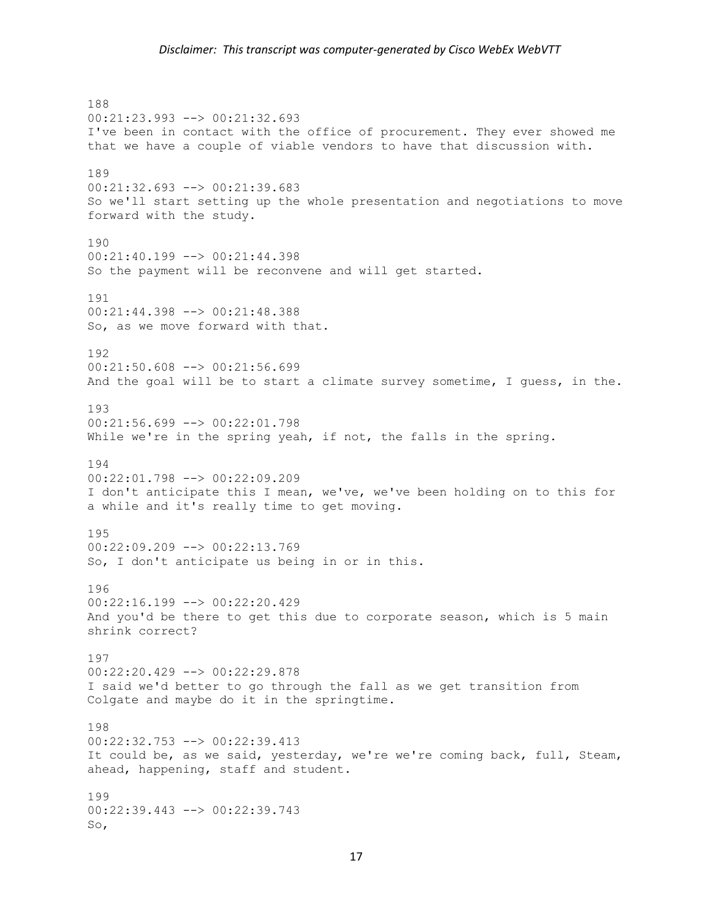188
00:21:23.993 --> 00:21:32.693
I've been in contact with the office of procurement. They ever showed me that we have a couple of viable vendors to have that discussion with.

189
00:21:32.693 --> 00:21:39.683
So we'll start setting up the whole presentation and negotiations to move forward with the study.

190
00:21:40.199 --> 00:21:44.398
So the payment will be reconvene and will get started.

191
00:21:44.398 --> 00:21:48.388
So, as we move forward with that.

192
00:21:50.608 --> 00:21:56.699
And the goal will be to start a climate survey sometime, I guess, in the.

193
00:21:56.699 --> 00:22:01.798
While we're in the spring yeah, if not, the falls in the spring.

194
00:22:01.798 --> 00:22:09.209
I don't anticipate this I mean, we've, we've been holding on to this for a while and it's really time to get moving.

195
00:22:09.209 --> 00:22:13.769
So, I don't anticipate us being in or in this.

196
00:22:16.199 --> 00:22:20.429
And you'd be there to get this due to corporate season, which is 5 main shrink correct?

197
00:22:20.429 --> 00:22:29.878
I said we'd better to go through the fall as we get transition from Colgate and maybe do it in the springtime.

198
00:22:32.753 --> 00:22:39.413
It could be, as we said, yesterday, we're we're coming back, full, Steam, ahead, happening, staff and student.

199
00:22:39.443 --> 00:22:39.743
So,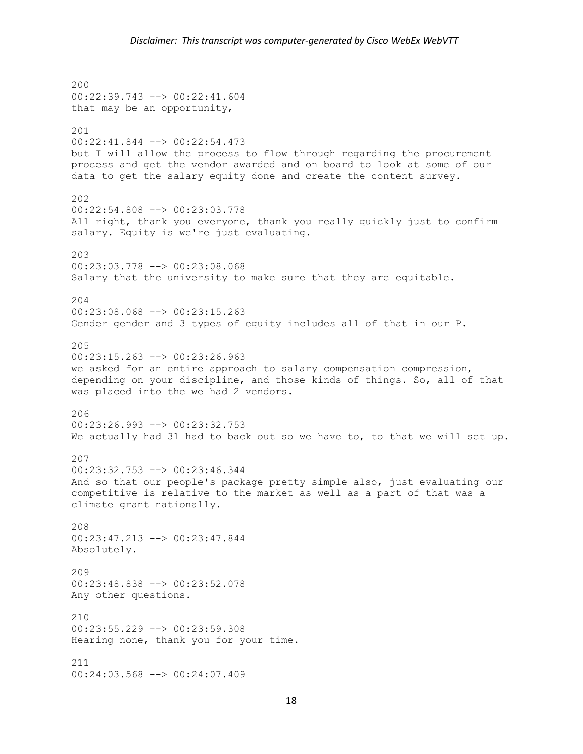200
00:22:39.743 --> 00:22:41.604
that may be an opportunity,

201
00:22:41.844 --> 00:22:54.473
but I will allow the process to flow through regarding the procurement process and get the vendor awarded and on board to look at some of our data to get the salary equity done and create the content survey.

202
00:22:54.808 --> 00:23:03.778
All right, thank you everyone, thank you really quickly just to confirm salary. Equity is we're just evaluating.

203
00:23:03.778 --> 00:23:08.068
Salary that the university to make sure that they are equitable.

204
00:23:08.068 --> 00:23:15.263
Gender gender and 3 types of equity includes all of that in our P.

205
00:23:15.263 --> 00:23:26.963
we asked for an entire approach to salary compensation compression, depending on your discipline, and those kinds of things. So, all of that was placed into the we had 2 vendors.

206
00:23:26.993 --> 00:23:32.753
We actually had 31 had to back out so we have to, to that we will set up.

207
00:23:32.753 --> 00:23:46.344
And so that our people's package pretty simple also, just evaluating our competitive is relative to the market as well as a part of that was a climate grant nationally.

208
00:23:47.213 --> 00:23:47.844
Absolutely.

209
00:23:48.838 --> 00:23:52.078
Any other questions.

210
00:23:55.229 --> 00:23:59.308
Hearing none, thank you for your time.

211
00:24:03.568 --> 00:24:07.409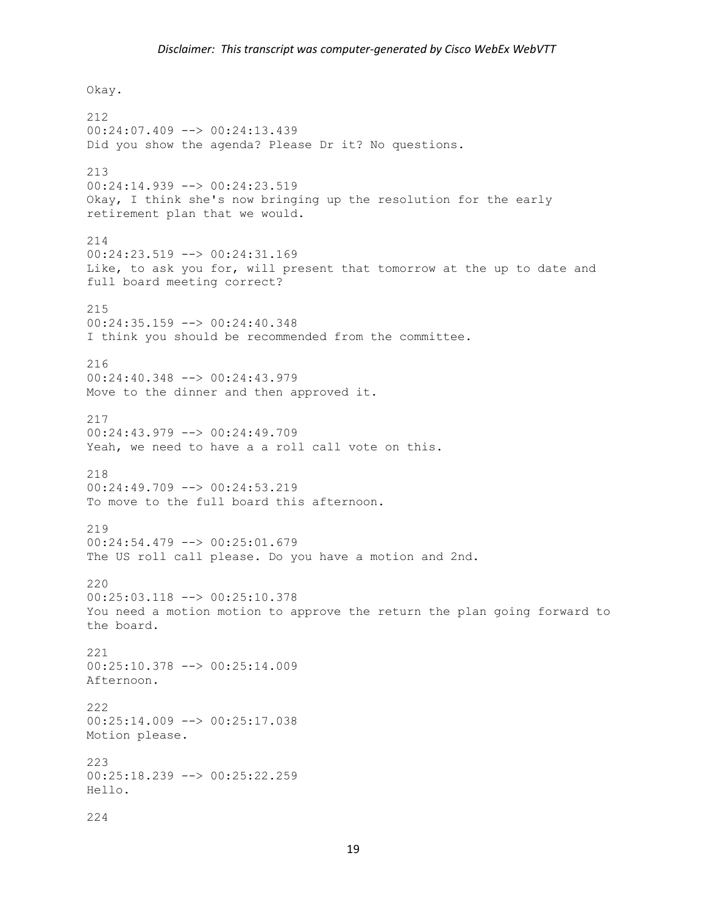Okay.

212
00:24:07.409 --> 00:24:13.439
Did you show the agenda? Please Dr it? No questions.

213
00:24:14.939 --> 00:24:23.519
Okay, I think she's now bringing up the resolution for the early retirement plan that we would.

214
00:24:23.519 --> 00:24:31.169
Like, to ask you for, will present that tomorrow at the up to date and full board meeting correct?

215
00:24:35.159 --> 00:24:40.348
I think you should be recommended from the committee.

216
00:24:40.348 --> 00:24:43.979
Move to the dinner and then approved it.

217
00:24:43.979 --> 00:24:49.709
Yeah, we need to have a a roll call vote on this.

218
00:24:49.709 --> 00:24:53.219
To move to the full board this afternoon.

219
00:24:54.479 --> 00:25:01.679
The US roll call please. Do you have a motion and 2nd.

220
00:25:03.118 --> 00:25:10.378
You need a motion motion to approve the return the plan going forward to the board.

221
00:25:10.378 --> 00:25:14.009
Afternoon.

222
00:25:14.009 --> 00:25:17.038
Motion please.

223
00:25:18.239 --> 00:25:22.259
Hello.

224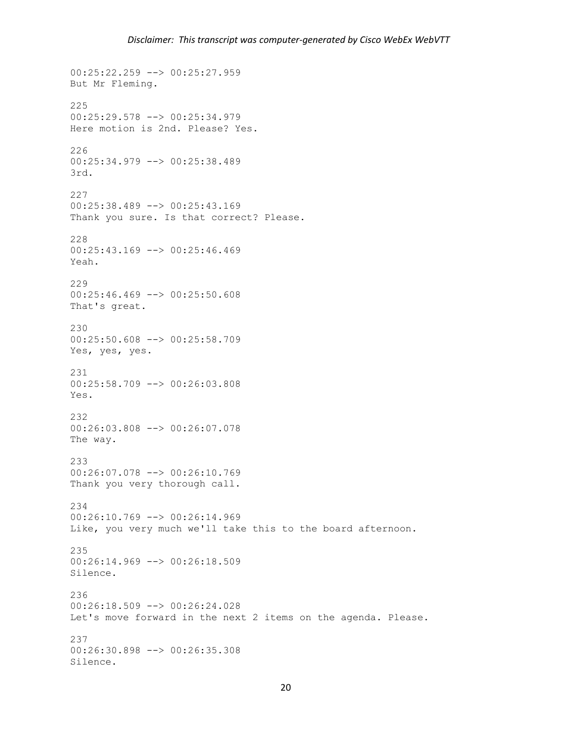00:25:22.259 --> 00:25:27.959
But Mr Fleming.

225
00:25:29.578 --> 00:25:34.979
Here motion is 2nd. Please? Yes.

226
00:25:34.979 --> 00:25:38.489
3rd.

227
00:25:38.489 --> 00:25:43.169
Thank you sure. Is that correct? Please.

228
00:25:43.169 --> 00:25:46.469
Yeah.

229
00:25:46.469 --> 00:25:50.608
That's great.

230
00:25:50.608 --> 00:25:58.709
Yes, yes, yes.

231
00:25:58.709 --> 00:26:03.808
Yes.

232
00:26:03.808 --> 00:26:07.078
The way.

233
00:26:07.078 --> 00:26:10.769
Thank you very thorough call.

234
00:26:10.769 --> 00:26:14.969
Like, you very much we'll take this to the board afternoon.

235
00:26:14.969 --> 00:26:18.509
Silence.

236
00:26:18.509 --> 00:26:24.028
Let's move forward in the next 2 items on the agenda. Please.

237
00:26:30.898 --> 00:26:35.308
Silence.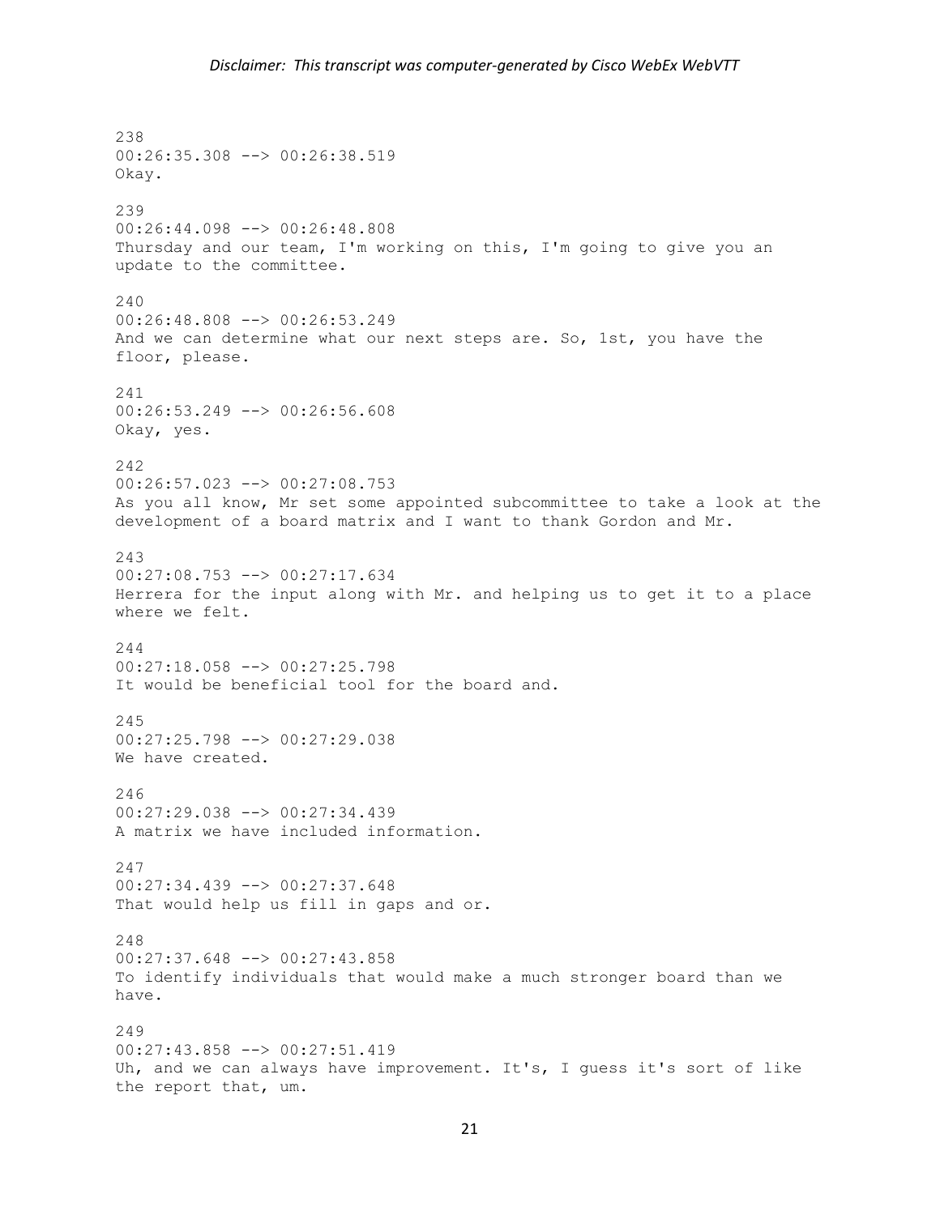238
00:26:35.308 --> 00:26:38.519
Okay.

239
00:26:44.098 --> 00:26:48.808
Thursday and our team, I'm working on this, I'm going to give you an update to the committee.

240
00:26:48.808 --> 00:26:53.249
And we can determine what our next steps are. So, 1st, you have the floor, please.

241
00:26:53.249 --> 00:26:56.608
Okay, yes.

242
00:26:57.023 --> 00:27:08.753
As you all know, Mr set some appointed subcommittee to take a look at the development of a board matrix and I want to thank Gordon and Mr.

243
00:27:08.753 --> 00:27:17.634
Herrera for the input along with Mr. and helping us to get it to a place where we felt.

244
00:27:18.058 --> 00:27:25.798
It would be beneficial tool for the board and.

245
00:27:25.798 --> 00:27:29.038
We have created.

246
00:27:29.038 --> 00:27:34.439
A matrix we have included information.

247
00:27:34.439 --> 00:27:37.648
That would help us fill in gaps and or.

248
00:27:37.648 --> 00:27:43.858
To identify individuals that would make a much stronger board than we have.

249
00:27:43.858 --> 00:27:51.419
Uh, and we can always have improvement. It's, I guess it's sort of like the report that, um.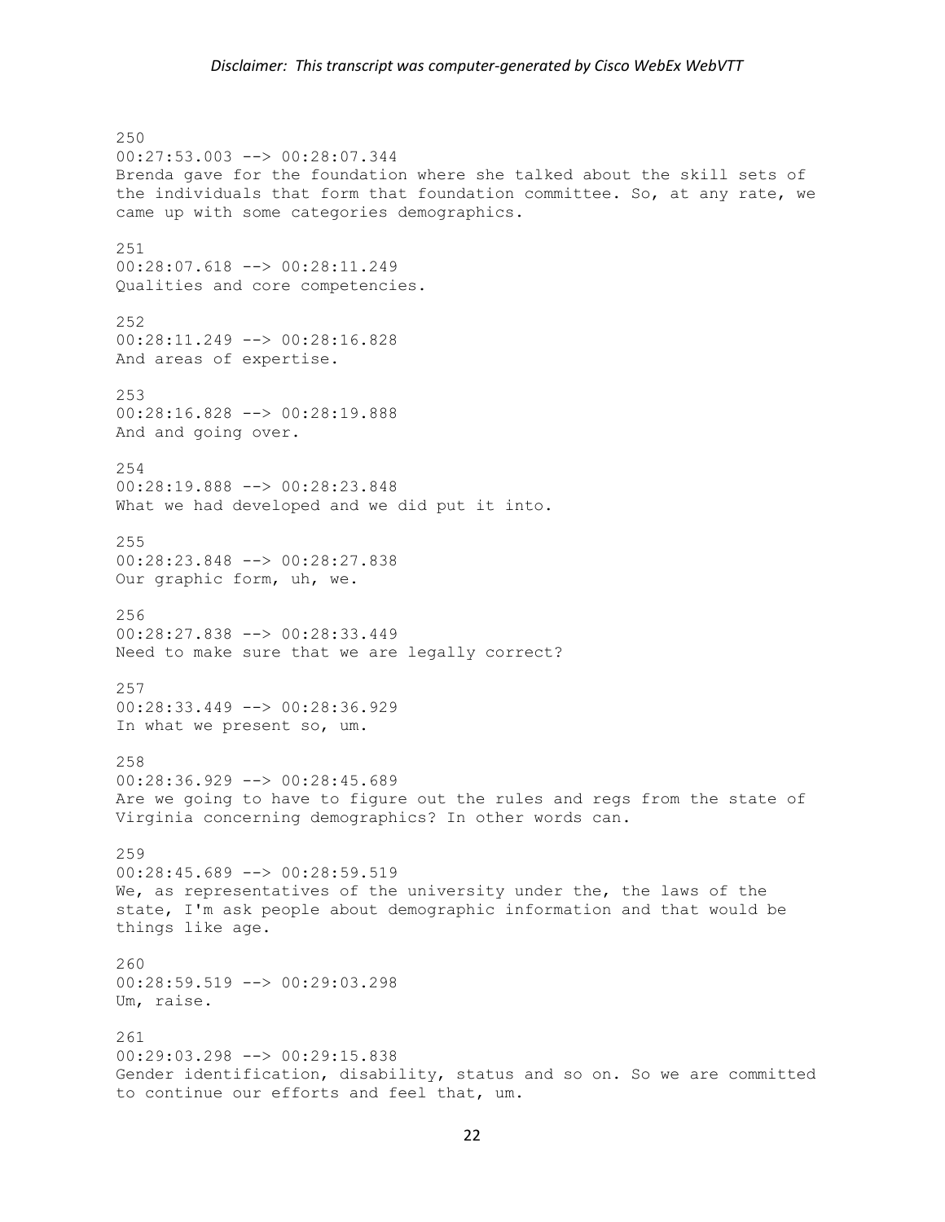250
00:27:53.003 --> 00:28:07.344
Brenda gave for the foundation where she talked about the skill sets of the individuals that form that foundation committee. So, at any rate, we came up with some categories demographics.

251
00:28:07.618 --> 00:28:11.249
Qualities and core competencies.

252
00:28:11.249 --> 00:28:16.828
And areas of expertise.

253
00:28:16.828 --> 00:28:19.888
And and going over.

254
00:28:19.888 --> 00:28:23.848
What we had developed and we did put it into.

255
00:28:23.848 --> 00:28:27.838
Our graphic form, uh, we.

256
00:28:27.838 --> 00:28:33.449
Need to make sure that we are legally correct?

257
00:28:33.449 --> 00:28:36.929
In what we present so, um.

258
00:28:36.929 --> 00:28:45.689
Are we going to have to figure out the rules and regs from the state of Virginia concerning demographics? In other words can.

259
00:28:45.689 --> 00:28:59.519
We, as representatives of the university under the, the laws of the state, I'm ask people about demographic information and that would be things like age.

260
00:28:59.519 --> 00:29:03.298
Um, raise.

261
00:29:03.298 --> 00:29:15.838
Gender identification, disability, status and so on. So we are committed to continue our efforts and feel that, um.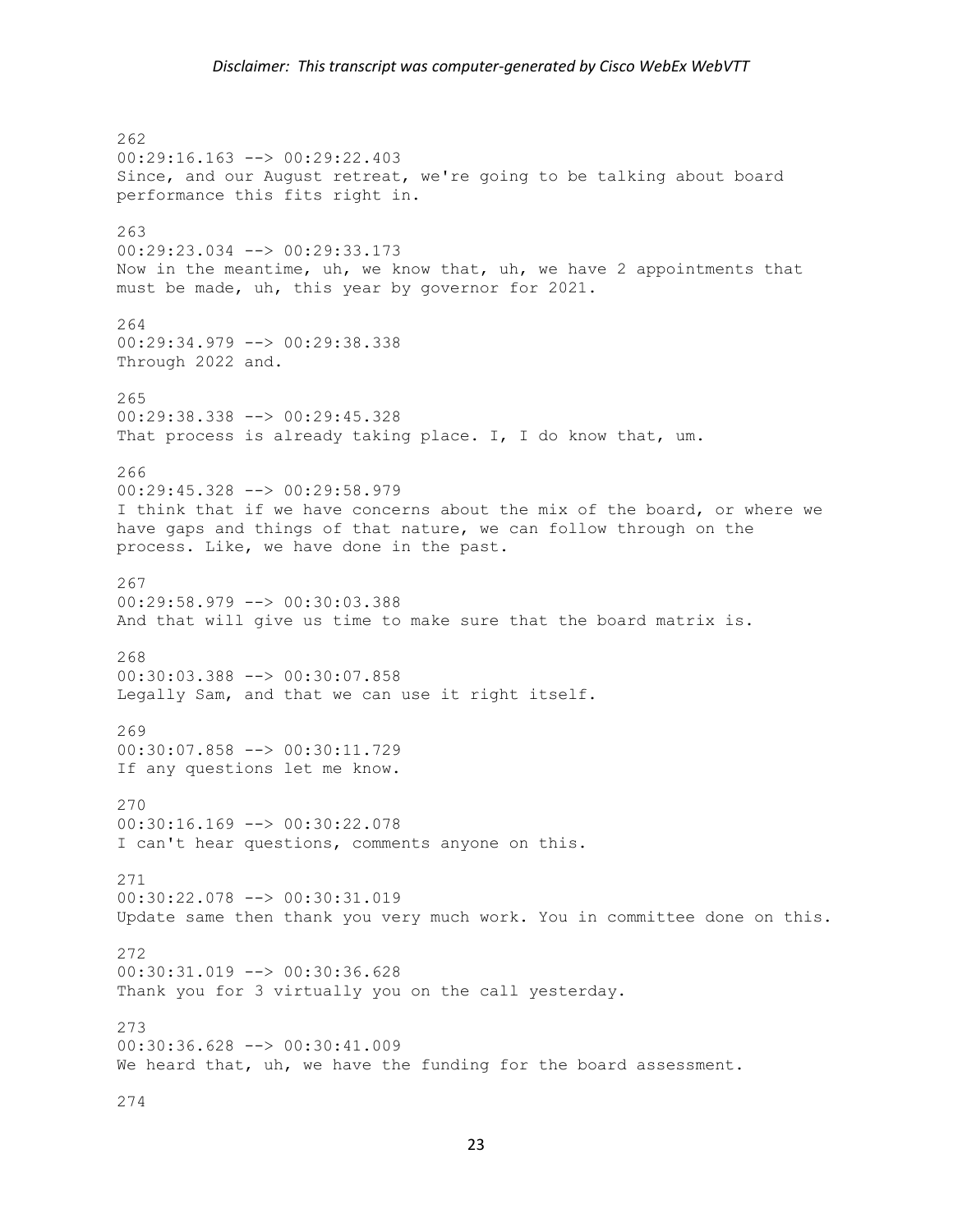262
00:29:16.163 --> 00:29:22.403
Since, and our August retreat, we're going to be talking about board performance this fits right in.

263
00:29:23.034 --> 00:29:33.173
Now in the meantime, uh, we know that, uh, we have 2 appointments that must be made, uh, this year by governor for 2021.

264
00:29:34.979 --> 00:29:38.338
Through 2022 and.

265
00:29:38.338 --> 00:29:45.328
That process is already taking place. I, I do know that, um.

266
00:29:45.328 --> 00:29:58.979
I think that if we have concerns about the mix of the board, or where we have gaps and things of that nature, we can follow through on the process. Like, we have done in the past.

267
00:29:58.979 --> 00:30:03.388
And that will give us time to make sure that the board matrix is.

268
00:30:03.388 --> 00:30:07.858
Legally Sam, and that we can use it right itself.

269
00:30:07.858 --> 00:30:11.729
If any questions let me know.

270
00:30:16.169 --> 00:30:22.078
I can't hear questions, comments anyone on this.

271
00:30:22.078 --> 00:30:31.019
Update same then thank you very much work. You in committee done on this.

272
00:30:31.019 --> 00:30:36.628
Thank you for 3 virtually you on the call yesterday.

273
00:30:36.628 --> 00:30:41.009
We heard that, uh, we have the funding for the board assessment.

274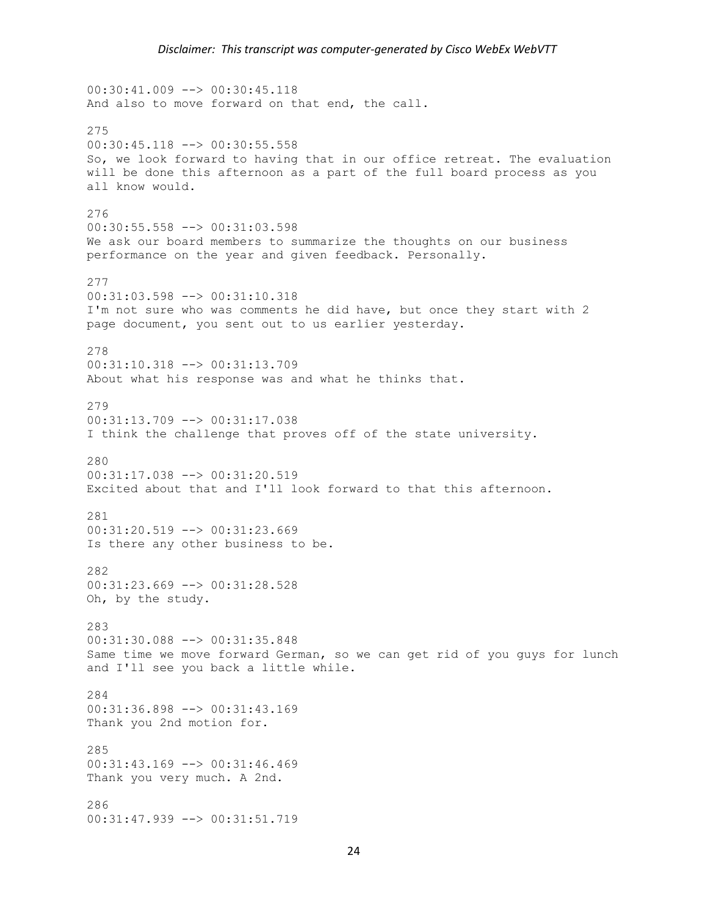00:30:41.009 --> 00:30:45.118
And also to move forward on that end, the call.

275
00:30:45.118 --> 00:30:55.558
So, we look forward to having that in our office retreat. The evaluation will be done this afternoon as a part of the full board process as you all know would.

276
00:30:55.558 --> 00:31:03.598
We ask our board members to summarize the thoughts on our business performance on the year and given feedback. Personally.

277
00:31:03.598 --> 00:31:10.318
I'm not sure who was comments he did have, but once they start with 2 page document, you sent out to us earlier yesterday.

278
00:31:10.318 --> 00:31:13.709
About what his response was and what he thinks that.

279
00:31:13.709 --> 00:31:17.038
I think the challenge that proves off of the state university.

280
00:31:17.038 --> 00:31:20.519
Excited about that and I'll look forward to that this afternoon.

281
00:31:20.519 --> 00:31:23.669
Is there any other business to be.

282
00:31:23.669 --> 00:31:28.528
Oh, by the study.

283
00:31:30.088 --> 00:31:35.848
Same time we move forward German, so we can get rid of you guys for lunch and I'll see you back a little while.

284
00:31:36.898 --> 00:31:43.169
Thank you 2nd motion for.

285
00:31:43.169 --> 00:31:46.469
Thank you very much. A 2nd.

286
00:31:47.939 --> 00:31:51.719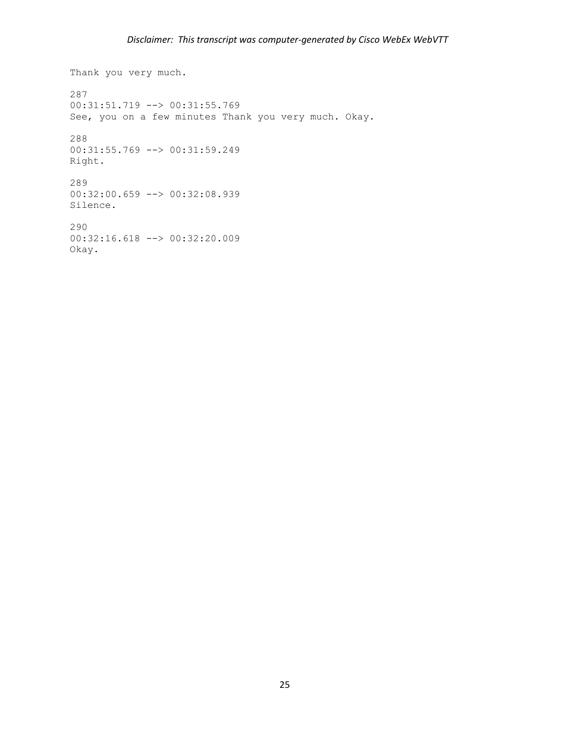Thank you very much.

287
00:31:51.719 --> 00:31:55.769
See, you on a few minutes Thank you very much. Okay.

288
00:31:55.769 --> 00:31:59.249
Right.

289
00:32:00.659 --> 00:32:08.939
Silence.

290
00:32:16.618 --> 00:32:20.009
Okay.